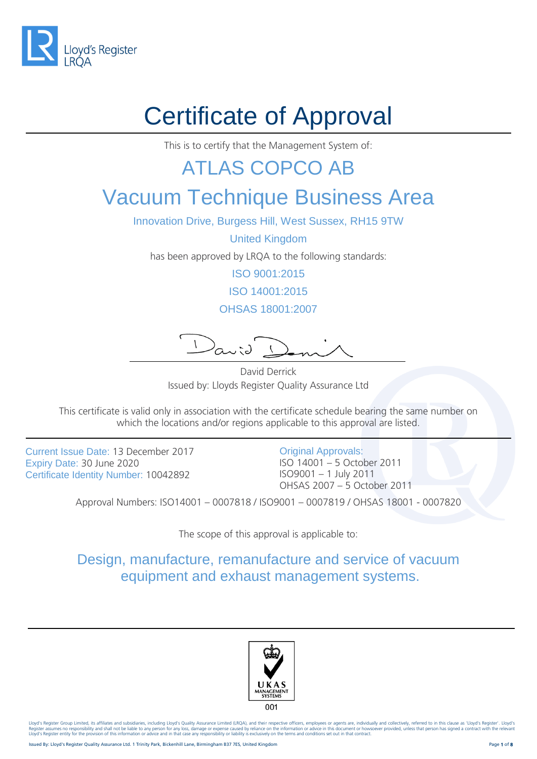Lloyd's Register LRQA

# Certificate of Approval

This is to certify that the Management System of:

## ATLAS COPCO AB

## Vacuum Technique Business Area

Innovation Drive, Burgess Hill, West Sussex, RH15 9TW

United Kingdom

has been approved by LRQA to the following standards:

ISO 9001:2015

ISO 14001:2015

OHSAS 18001:2007

David Derrick
Issued by: Lloyds Register Quality Assurance Ltd

This certificate is valid only in association with the certificate schedule bearing the same number on which the locations and/or regions applicable to this approval are listed.

Current Issue Date: 13 December 2017
Expiry Date: 30 June 2020
Certificate Identity Number: 10042892

Original Approvals:
ISO 14001 – 5 October 2011
ISO9001 – 1 July 2011
OHSAS 2007 – 5 October 2011

Approval Numbers: ISO14001 – 0007818 / ISO9001 – 0007819 / OHSAS 18001 - 0007820

The scope of this approval is applicable to:

Design, manufacture, remanufacture and service of vacuum equipment and exhaust management systems.

UKAS MANAGEMENT SYSTEMS
001

Lloyd's Register Group Limited, its affiliates and subsidiaries, including Lloyd's Quality Assurance Limited (LRQA), and their respective officers, employees or agents are, individually and collectively, referred to in this clause as 'Lloyd's Register'. Lloyd's Register assumes no responsibility and shall not be liable to any person for any loss, damage or expense caused by reliance on the information or advice in this document or howsoever provided, unless that person has signed a contract with the relevant Lloyd's Register entity for the provision of this information or advice and in that case any responsibility or liability is exclusively on the terms and conditions set out in that contract.

Issued By: Lloyd's Register Quality Assurance Ltd. 1 Trinity Park, Bickenhill Lane, Birmingham B37 7ES, United Kingdom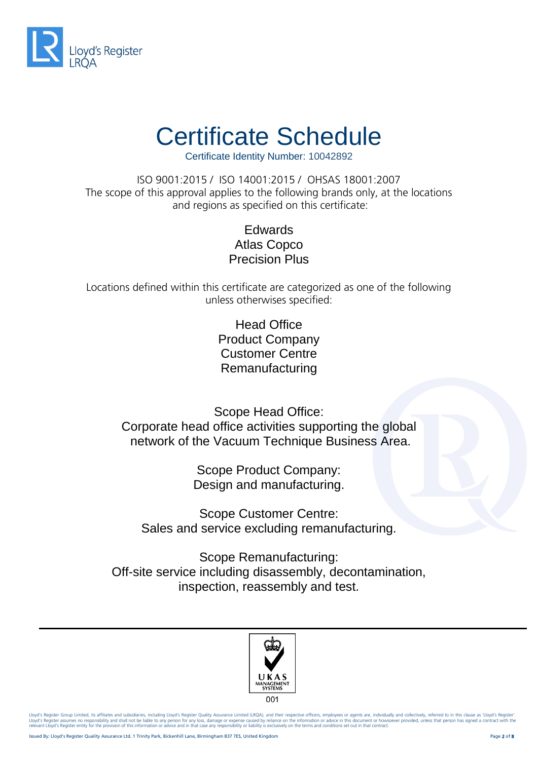# Certificate Schedule

Certificate Identity Number: 10042892

ISO 9001:2015 / ISO 14001:2015 / OHSAS 18001:2007
The scope of this approval applies to the following brands only, at the locations and regions as specified on this certificate:

Edwards
Atlas Copco
Precision Plus

Locations defined within this certificate are categorized as one of the following unless otherwises specified:

Head Office
Product Company
Customer Centre
Remanufacturing

Scope Head Office:
Corporate head office activities supporting the global network of the Vacuum Technique Business Area.

Scope Product Company:
Design and manufacturing.

Scope Customer Centre:
Sales and service excluding remanufacturing.

Scope Remanufacturing:
Off-site service including disassembly, decontamination, inspection, reassembly and test.

UKAS MANAGEMENT SYSTEMS
001

Lloyd's Register Group Limited, its affiliates and subsidiaries, including Lloyd's Register Quality Assurance Limited (LRQA), and their respective officers, employees or agents are, individually and collectively, referred to in this clause as 'Lloyd's Register'. Lloyd's Register assumes no responsibility and shall not be liable to any person for any loss, damage or expense caused by reliance on the information or advice in this document or howsoever provided, unless that person has signed a contract with the relevant Lloyd's Register entity for the provision of this information or advice and in that case any responsibility or liability is exclusively on the terms and conditions set out in that contract.

Issued By: Lloyd's Register Quality Assurance Ltd. 1 Trinity Park, Bickenhill Lane, Birmingham B37 7ES, United Kingdom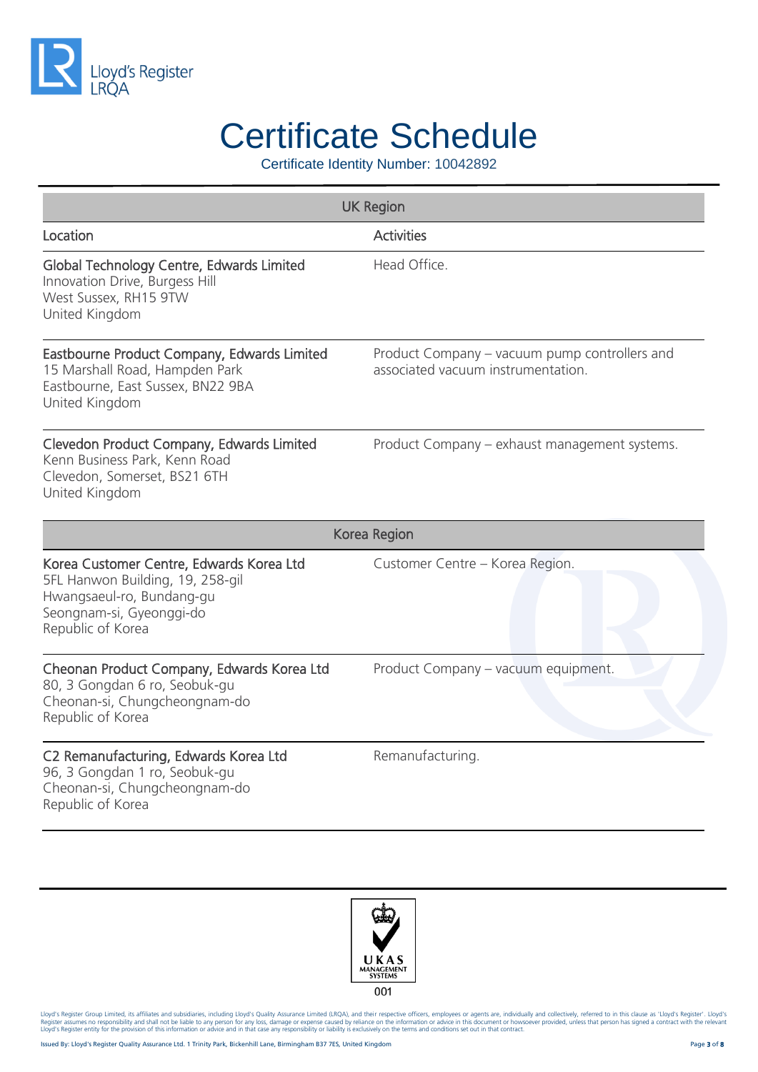# Certificate Schedule

Certificate Identity Number: 10042892

| UK Region | |
|---|---|
| **Location** | **Activities** |
| **Global Technology Centre, Edwards Limited**<br>Innovation Drive, Burgess Hill<br>West Sussex, RH15 9TW<br>United Kingdom | Head Office. |
| **Eastbourne Product Company, Edwards Limited**<br>15 Marshall Road, Hampden Park<br>Eastbourne, East Sussex, BN22 9BA<br>United Kingdom | Product Company – vacuum pump controllers and associated vacuum instrumentation. |
| **Clevedon Product Company, Edwards Limited**<br>Kenn Business Park, Kenn Road<br>Clevedon, Somerset, BS21 6TH<br>United Kingdom | Product Company – exhaust management systems. |

| Korea Region | |
|---|---|
| **Korea Customer Centre, Edwards Korea Ltd**<br>5FL Hanwon Building, 19, 258-gil<br>Hwangsaeul-ro, Bundang-gu<br>Seongnam-si, Gyeonggi-do<br>Republic of Korea | Customer Centre – Korea Region. |
| **Cheonan Product Company, Edwards Korea Ltd**<br>80, 3 Gongdan 6 ro, Seobuk-gu<br>Cheonan-si, Chungcheongnam-do<br>Republic of Korea | Product Company – vacuum equipment. |
| **C2 Remanufacturing, Edwards Korea Ltd**<br>96, 3 Gongdan 1 ro, Seobuk-gu<br>Cheonan-si, Chungcheongnam-do<br>Republic of Korea | Remanufacturing. |

UKAS MANAGEMENT SYSTEMS 001

Lloyd's Register Group Limited, its affiliates and subsidiaries, including Lloyd's Quality Assurance Limited (LRQA), and their respective officers, employees or agents are, individually and collectively, referred to in this clause as 'Lloyd's Register'. Lloyd's Register assumes no responsibility and shall not be liable to any person for any loss, damage or expense caused by reliance on the information or advice in this document or howsoever provided, unless that person has signed a contract with the relevant Lloyd's Register entity for the provision of this information or advice and in that case any responsibility or liability is exclusively on the terms and conditions set out in that contract.

Issued By: Lloyd's Register Quality Assurance Ltd. 1 Trinity Park, Bickenhill Lane, Birmingham B37 7ES, United Kingdom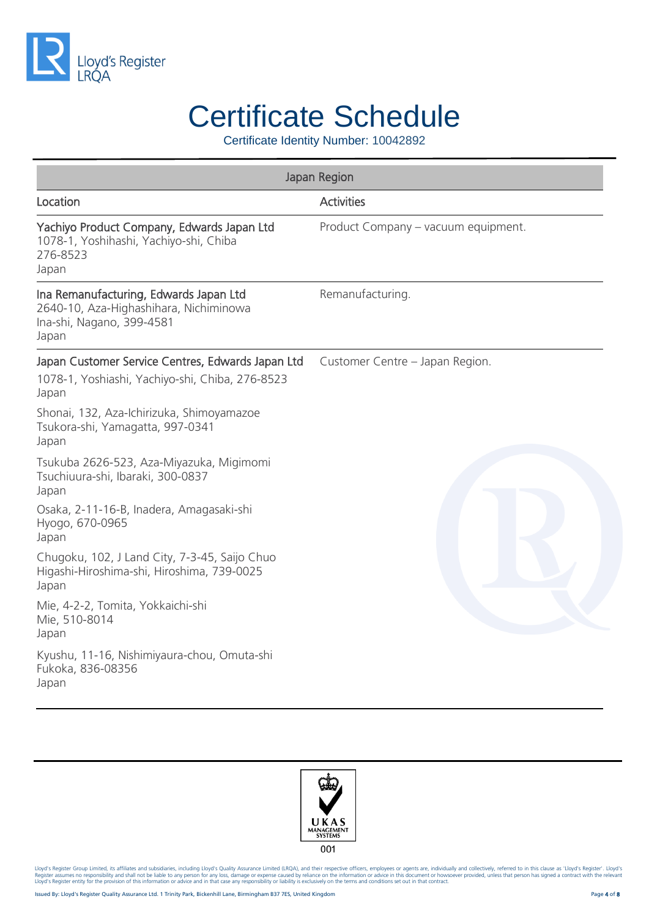# Certificate Schedule

Certificate Identity Number: 10042892

| Japan Region | |
|---|---|
| **Location** | **Activities** |
| **Yachiyo Product Company, Edwards Japan Ltd**<br>1078-1, Yoshihashi, Yachiyo-shi, Chiba<br>276-8523<br>Japan | Product Company – vacuum equipment. |
| **Ina Remanufacturing, Edwards Japan Ltd**<br>2640-10, Aza-Highashihara, Nichiminowa<br>Ina-shi, Nagano, 399-4581<br>Japan | Remanufacturing. |
| **Japan Customer Service Centres, Edwards Japan Ltd**<br>1078-1, Yoshiashi, Yachiyo-shi, Chiba, 276-8523<br>Japan<br><br>Shonai, 132, Aza-Ichirizuka, Shimoyamazoe<br>Tsukora-shi, Yamagatta, 997-0341<br>Japan<br><br>Tsukuba 2626-523, Aza-Miyazuka, Migimomi<br>Tsuchiuura-shi, Ibaraki, 300-0837<br>Japan<br><br>Osaka, 2-11-16-B, Inadera, Amagasaki-shi<br>Hyogo, 670-0965<br>Japan<br><br>Chugoku, 102, J Land City, 7-3-45, Saijo Chuo<br>Higashi-Hiroshima-shi, Hiroshima, 739-0025<br>Japan<br><br>Mie, 4-2-2, Tomita, Yokkaichi-shi<br>Mie, 510-8014<br>Japan<br><br>Kyushu, 11-16, Nishimiyaura-chou, Omuta-shi<br>Fukoka, 836-08356<br>Japan | Customer Centre – Japan Region. |

UKAS MANAGEMENT SYSTEMS
001

Lloyd's Register Group Limited, its affiliates and subsidiaries, including Lloyd's Quality Assurance Limited (LRQA), and their respective officers, employees or agents are, individually and collectively, referred to in this clause as 'Lloyd's Register'. Lloyd's Register assumes no responsibility and shall not be liable to any person for any loss, damage or expense caused by reliance on the information or advice in this document or howsoever provided, unless that person has signed a contract with the relevant Lloyd's Register entity for the provision of this information or advice and in that case any responsibility or liability is exclusively on the terms and conditions set out in that contract.

Issued By: Lloyd's Register Quality Assurance Ltd. 1 Trinity Park, Bickenhill Lane, Birmingham B37 7ES, United Kingdom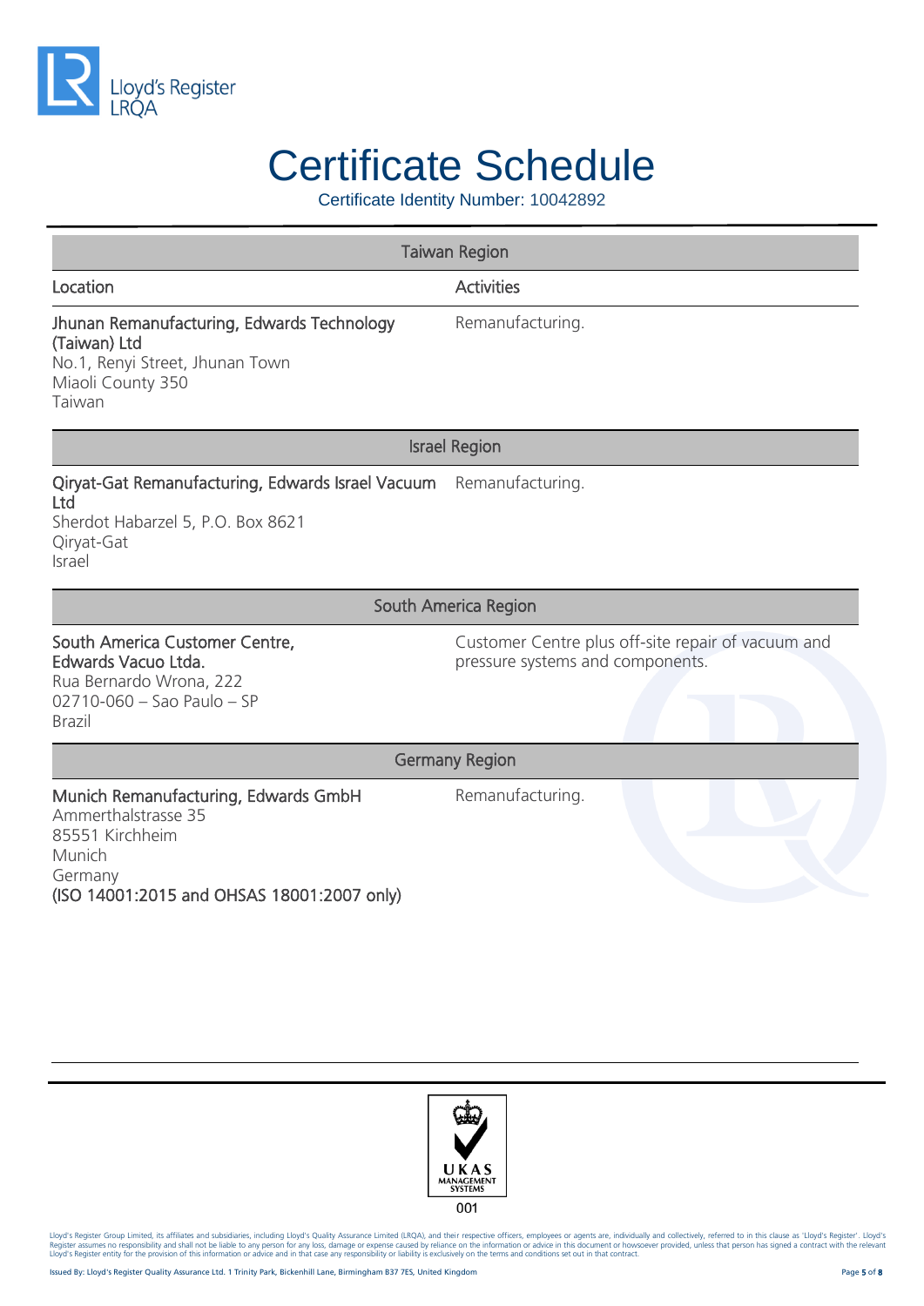# Certificate Schedule

Certificate Identity Number: 10042892

| Taiwan Region | |
|---|---|
| **Location** | **Activities** |
| **Jhunan Remanufacturing, Edwards Technology (Taiwan) Ltd**<br>No.1, Renyi Street, Jhunan Town<br>Miaoli County 350<br>Taiwan | Remanufacturing. |
| **Israel Region** | |
| **Qiryat-Gat Remanufacturing, Edwards Israel Vacuum Ltd**<br>Sherdot Habarzel 5, P.O. Box 8621<br>Qiryat-Gat<br>Israel | Remanufacturing. |
| **South America Region** | |
| **South America Customer Centre, Edwards Vacuo Ltda.**<br>Rua Bernardo Wrona, 222<br>02710-060 – Sao Paulo – SP<br>Brazil | Customer Centre plus off-site repair of vacuum and pressure systems and components. |
| **Germany Region** | |
| **Munich Remanufacturing, Edwards GmbH**<br>Ammerthalstrasse 35<br>85551 Kirchheim<br>Munich<br>Germany<br>**(ISO 14001:2015 and OHSAS 18001:2007 only)** | Remanufacturing. |

UKAS MANAGEMENT SYSTEMS 001

Lloyd's Register Group Limited, its affiliates and subsidiaries, including Lloyd's Quality Assurance Limited (LRQA), and their respective officers, employees or agents are, individually and collectively, referred to in this clause as 'Lloyd's Register'. Lloyd's Register assumes no responsibility and shall not be liable to any person for any loss, damage or expense caused by reliance on the information or advice in this document or howsoever provided, unless that person has signed a contract with the relevant Lloyd's Register entity for the provision of this information or advice and in that case any responsibility or liability is exclusively on the terms and conditions set out in that contract.

Issued By: Lloyd's Register Quality Assurance Ltd. 1 Trinity Park, Bickenhill Lane, Birmingham B37 7ES, United Kingdom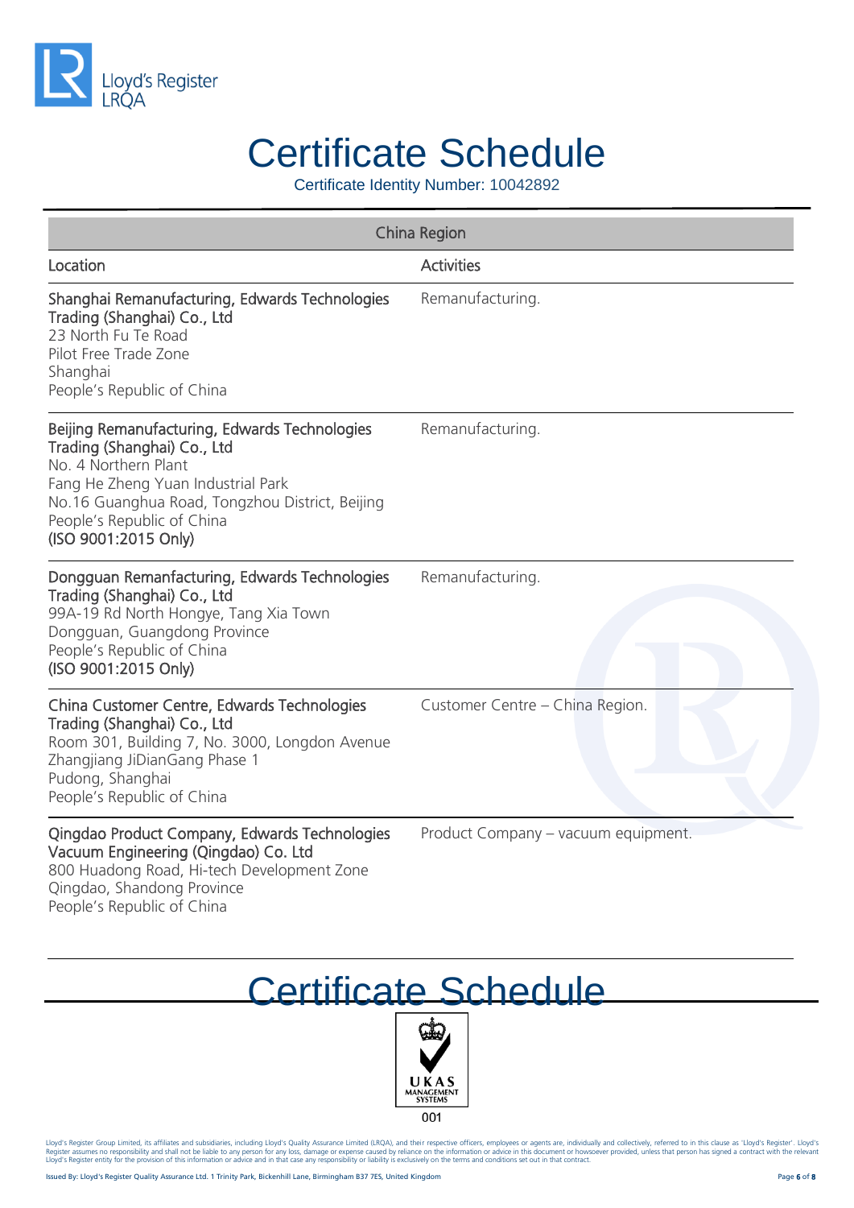# Certificate Schedule

Certificate Identity Number: 10042892

| China Region | |
|---|---|
| **Location** | **Activities** |
| **Shanghai Remanufacturing, Edwards Technologies Trading (Shanghai) Co., Ltd**<br>23 North Fu Te Road<br>Pilot Free Trade Zone<br>Shanghai<br>People's Republic of China | Remanufacturing. |
| **Beijing Remanufacturing, Edwards Technologies Trading (Shanghai) Co., Ltd**<br>No. 4 Northern Plant<br>Fang He Zheng Yuan Industrial Park<br>No.16 Guanghua Road, Tongzhou District, Beijing<br>People's Republic of China<br>**(ISO 9001:2015 Only)** | Remanufacturing. |
| **Dongguan Remanfacturing, Edwards Technologies Trading (Shanghai) Co., Ltd**<br>99A-19 Rd North Hongye, Tang Xia Town<br>Dongguan, Guangdong Province<br>People's Republic of China<br>**(ISO 9001:2015 Only)** | Remanufacturing. |
| **China Customer Centre, Edwards Technologies Trading (Shanghai) Co., Ltd**<br>Room 301, Building 7, No. 3000, Longdon Avenue<br>Zhangjiang JiDianGang Phase 1<br>Pudong, Shanghai<br>People's Republic of China | Customer Centre – China Region. |
| **Qingdao Product Company, Edwards Technologies Vacuum Engineering (Qingdao) Co. Ltd**<br>800 Huadong Road, Hi-tech Development Zone<br>Qingdao, Shandong Province<br>People's Republic of China | Product Company – vacuum equipment. |

UKAS MANAGEMENT SYSTEMS 001

Lloyd's Register Group Limited, its affiliates and subsidiaries, including Lloyd's Quality Assurance Limited (LRQA), and their respective officers, employees or agents are, individually and collectively, referred to in this clause as 'Lloyd's Register'. Lloyd's Register assumes no responsibility and shall not be liable to any person for any loss, damage or expense caused by reliance on the information or advice in this document or howsoever provided, unless that person has signed a contract with the relevant Lloyd's Register entity for the provision of this information or advice and in that case any responsibility or liability is exclusively on the terms and conditions set out in that contract.

Issued By: Lloyd's Register Quality Assurance Ltd. 1 Trinity Park, Bickenhill Lane, Birmingham B37 7ES, United Kingdom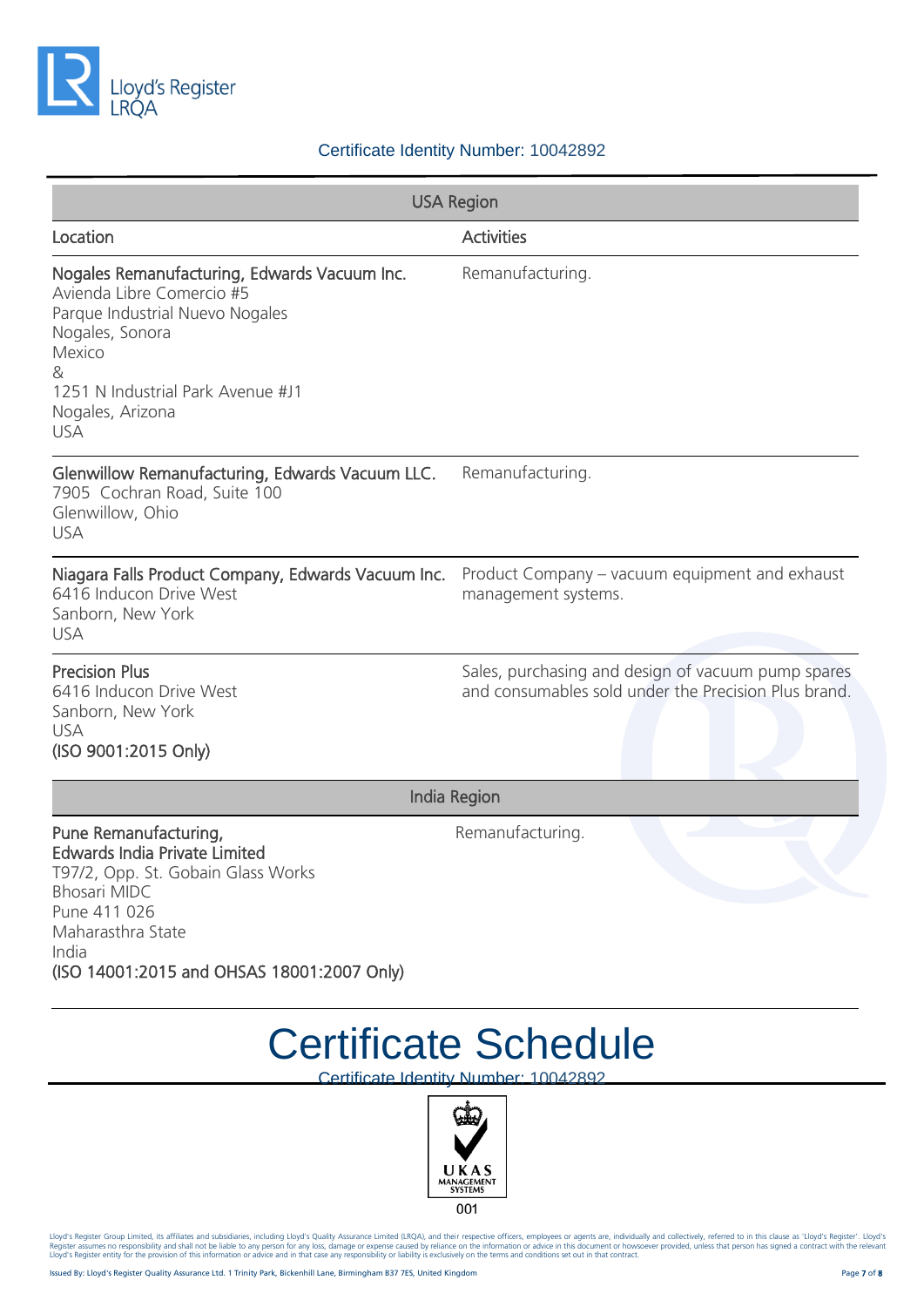Certificate Identity Number: 10042892

| USA Region | |
|---|---|
| **Location** | **Activities** |
| **Nogales Remanufacturing, Edwards Vacuum Inc.**<br>Avienda Libre Comercio #5<br>Parque Industrial Nuevo Nogales<br>Nogales, Sonora<br>Mexico<br>&<br>1251 N Industrial Park Avenue #J1<br>Nogales, Arizona<br>USA | Remanufacturing. |
| **Glenwillow Remanufacturing, Edwards Vacuum LLC.**<br>7905 Cochran Road, Suite 100<br>Glenwillow, Ohio<br>USA | Remanufacturing. |
| **Niagara Falls Product Company, Edwards Vacuum Inc.**<br>6416 Inducon Drive West<br>Sanborn, New York<br>USA | Product Company – vacuum equipment and exhaust management systems. |
| **Precision Plus**<br>6416 Inducon Drive West<br>Sanborn, New York<br>USA<br>**(ISO 9001:2015 Only)** | Sales, purchasing and design of vacuum pump spares and consumables sold under the Precision Plus brand. |
| **India Region** | |
| **Pune Remanufacturing,**<br>**Edwards India Private Limited**<br>T97/2, Opp. St. Gobain Glass Works<br>Bhosari MIDC<br>Pune 411 026<br>Maharasthra State<br>India<br>**(ISO 14001:2015 and OHSAS 18001:2007 Only)** | Remanufacturing. |

# Certificate Schedule

Certificate Identity Number: 10042892

UKAS MANAGEMENT SYSTEMS 001

Lloyd's Register Group Limited, its affiliates and subsidiaries, including Lloyd's Quality Assurance Limited (LRQA), and their respective officers, employees or agents are, individually and collectively, referred to in this clause as 'Lloyd's Register'. Lloyd's Register assumes no responsibility and shall not be liable to any person for any loss, damage or expense caused by reliance on the information or advice in this document or howsoever provided, unless that person has signed a contract with the relevant Lloyd's Register entity for the provision of this information or advice and in that case any responsibility or liability is exclusively on the terms and conditions set out in that contract.

Issued By: Lloyd's Register Quality Assurance Ltd. 1 Trinity Park, Bickenhill Lane, Birmingham B37 7ES, United Kingdom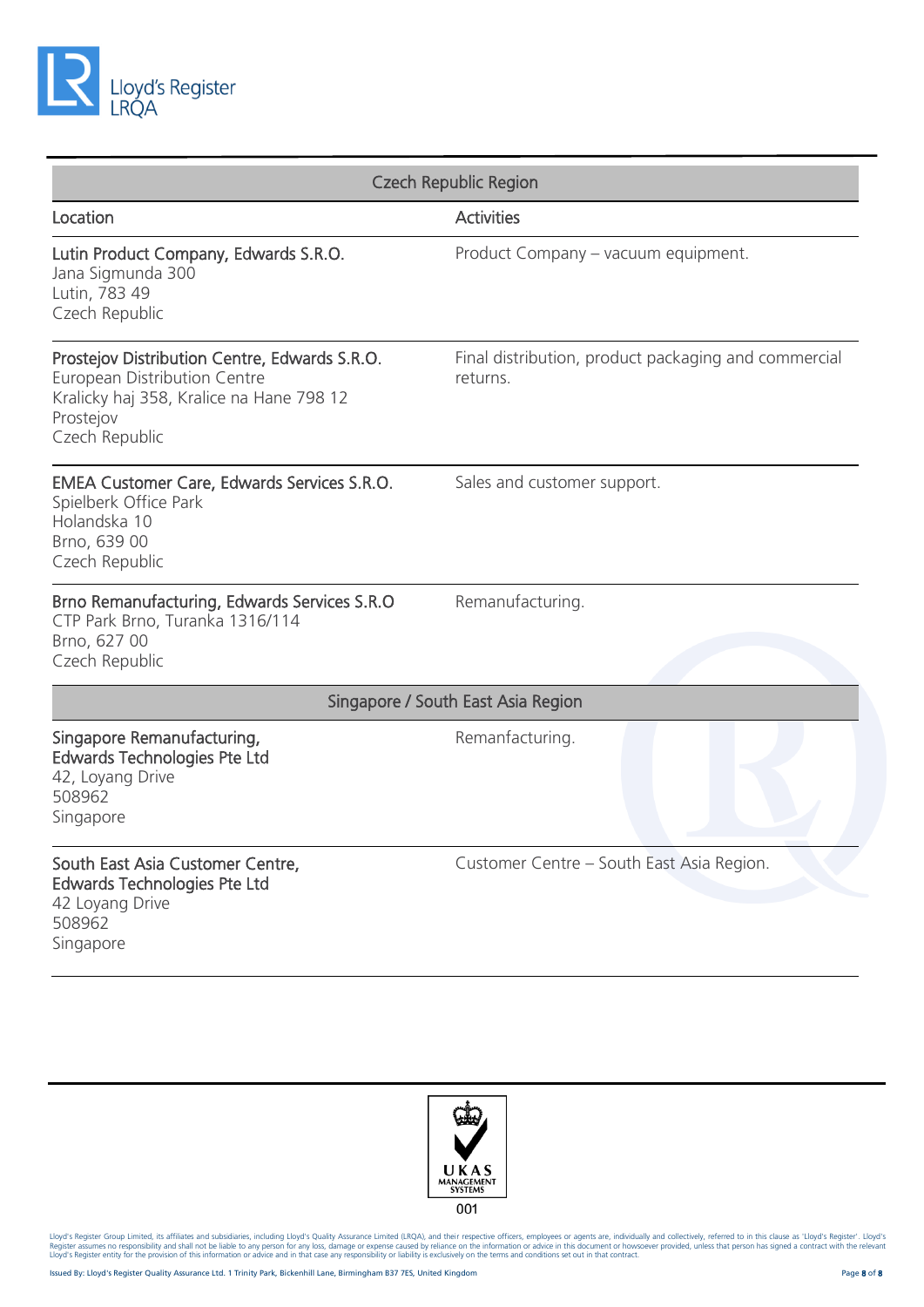| Czech Republic Region | |
|---|---|
| **Location** | **Activities** |
| Lutin Product Company, Edwards S.R.O.<br>Jana Sigmunda 300<br>Lutin, 783 49<br>Czech Republic | Product Company – vacuum equipment. |
| Prostejov Distribution Centre, Edwards S.R.O.<br>European Distribution Centre<br>Kralicky haj 358, Kralice na Hane 798 12<br>Prostejov<br>Czech Republic | Final distribution, product packaging and commercial returns. |
| EMEA Customer Care, Edwards Services S.R.O.<br>Spielberk Office Park<br>Holandska 10<br>Brno, 639 00<br>Czech Republic | Sales and customer support. |
| Brno Remanufacturing, Edwards Services S.R.O<br>CTP Park Brno, Turanka 1316/114<br>Brno, 627 00<br>Czech Republic | Remanufacturing. |
| **Singapore / South East Asia Region** | |
| Singapore Remanufacturing,<br>Edwards Technologies Pte Ltd<br>42, Loyang Drive<br>508962<br>Singapore | Remanfacturing. |
| South East Asia Customer Centre,<br>Edwards Technologies Pte Ltd<br>42 Loyang Drive<br>508962<br>Singapore | Customer Centre – South East Asia Region. |

UKAS MANAGEMENT SYSTEMS 001

Lloyd's Register Group Limited, its affiliates and subsidiaries, including Lloyd's Quality Assurance Limited (LRQA), and their respective officers, employees or agents are, individually and collectively, referred to in this clause as 'Lloyd's Register'. Lloyd's Register assumes no responsibility and shall not be liable to any person for any loss, damage or expense caused by reliance on the information or advice in this document or howsoever provided, unless that person has signed a contract with the relevant Lloyd's Register entity for the provision of this information or advice and in that case any responsibility or liability is exclusively on the terms and conditions set out in that contract.

Issued By: Lloyd's Register Quality Assurance Ltd. 1 Trinity Park, Bickenhill Lane, Birmingham B37 7ES, United Kingdom